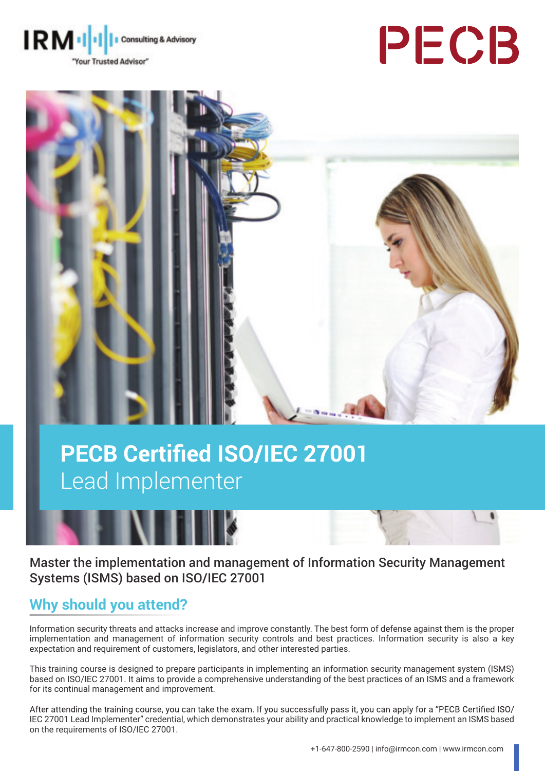IRM Consulting & Advisory
"Your Trusted Advisor"

PECB

# PECB Certified ISO/IEC 27001 Lead Implementer

Master the implementation and management of Information Security Management Systems (ISMS) based on ISO/IEC 27001

## Why should you attend?

Information security threats and attacks increase and improve constantly. The best form of defense against them is the proper implementation and management of information security controls and best practices. Information security is also a key expectation and requirement of customers, legislators, and other interested parties.

This training course is designed to prepare participants in implementing an information security management system (ISMS) based on ISO/IEC 27001. It aims to provide a comprehensive understanding of the best practices of an ISMS and a framework for its continual management and improvement.

After attending the training course, you can take the exam. If you successfully pass it, you can apply for a "PECB Certified ISO/IEC 27001 Lead Implementer" credential, which demonstrates your ability and practical knowledge to implement an ISMS based on the requirements of ISO/IEC 27001.

+1-647-800-2590 | info@irmcon.com | www.irmcon.com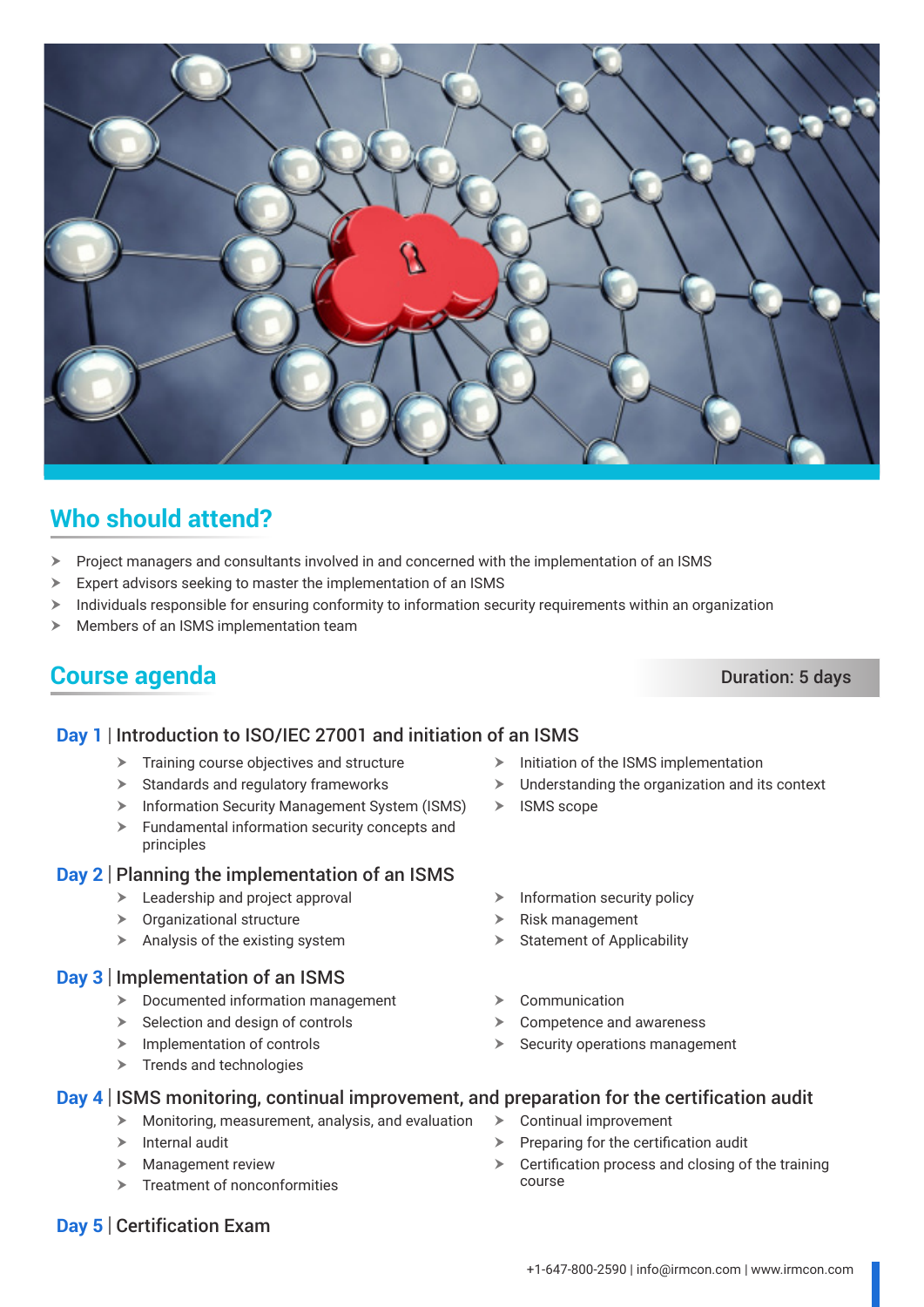## Who should attend?

- Project managers and consultants involved in and concerned with the implementation of an ISMS
- Expert advisors seeking to master the implementation of an ISMS
- Individuals responsible for ensuring conformity to information security requirements within an organization
- Members of an ISMS implementation team

## Course agenda

**Duration: 5 days**

### Day 1 | Introduction to ISO/IEC 27001 and initiation of an ISMS

- Training course objectives and structure
- Standards and regulatory frameworks
- Information Security Management System (ISMS)
- Fundamental information security concepts and principles
- Initiation of the ISMS implementation
- Understanding the organization and its context
- ISMS scope

### Day 2 | Planning the implementation of an ISMS

- Leadership and project approval
- Organizational structure
- Analysis of the existing system
- Information security policy
- Risk management
- Statement of Applicability

### Day 3 | Implementation of an ISMS

- Documented information management
- Selection and design of controls
- Implementation of controls
- Trends and technologies
- Communication
- Competence and awareness
- Security operations management

### Day 4 | ISMS monitoring, continual improvement, and preparation for the certification audit

- Monitoring, measurement, analysis, and evaluation
- Internal audit
- Management review
- Treatment of nonconformities
- Continual improvement
- Preparing for the certification audit
- Certification process and closing of the training course

### Day 5 | Certification Exam

+1-647-800-2590 | info@irmcon.com | www.irmcon.com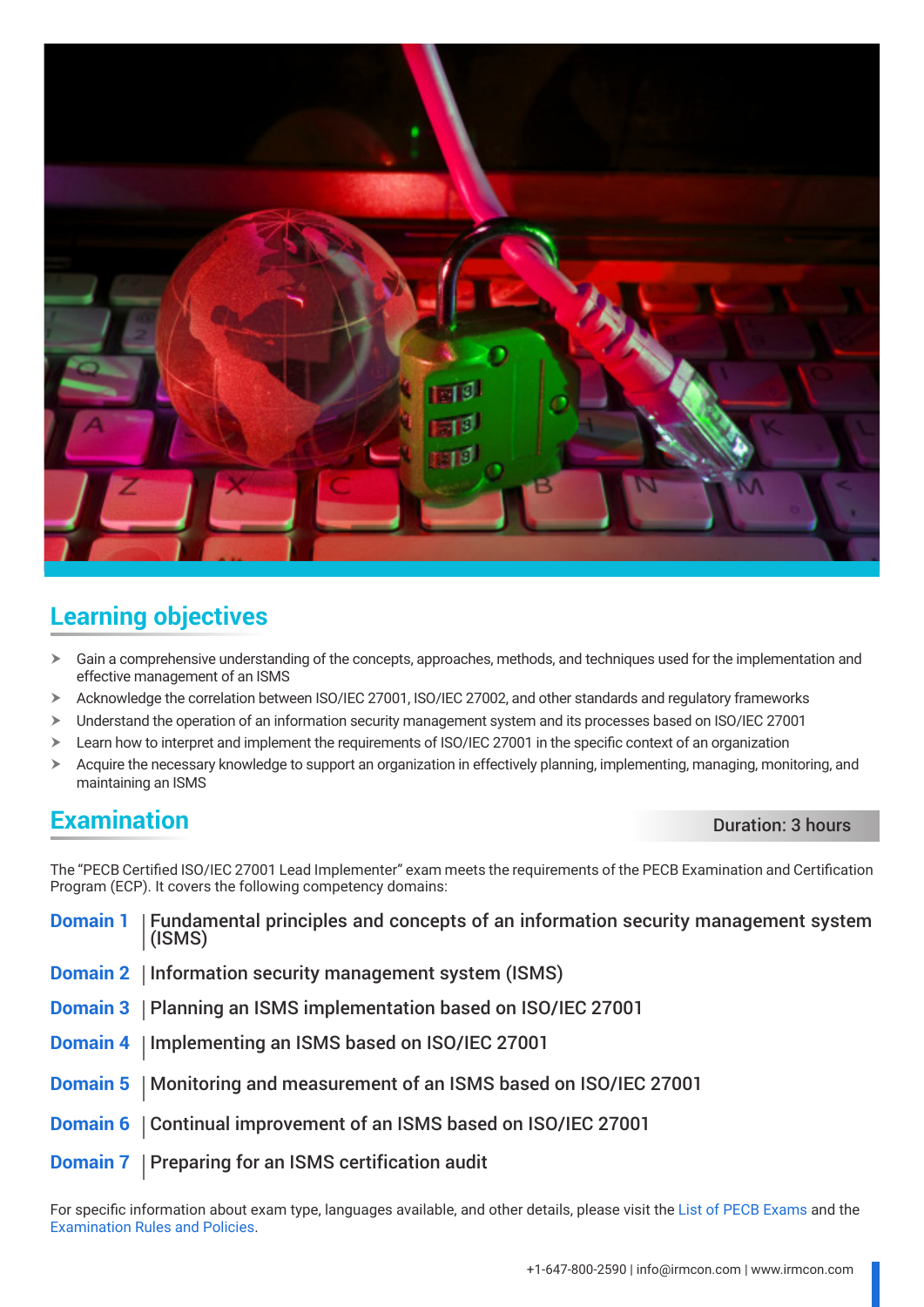## Learning objectives

- Gain a comprehensive understanding of the concepts, approaches, methods, and techniques used for the implementation and effective management of an ISMS
- Acknowledge the correlation between ISO/IEC 27001, ISO/IEC 27002, and other standards and regulatory frameworks
- Understand the operation of an information security management system and its processes based on ISO/IEC 27001
- Learn how to interpret and implement the requirements of ISO/IEC 27001 in the specific context of an organization
- Acquire the necessary knowledge to support an organization in effectively planning, implementing, managing, monitoring, and maintaining an ISMS

## Examination

**Duration: 3 hours**

The "PECB Certified ISO/IEC 27001 Lead Implementer" exam meets the requirements of the PECB Examination and Certification Program (ECP). It covers the following competency domains:

**Domain 1** | Fundamental principles and concepts of an information security management system (ISMS)

**Domain 2** | Information security management system (ISMS)

**Domain 3** | Planning an ISMS implementation based on ISO/IEC 27001

**Domain 4** | Implementing an ISMS based on ISO/IEC 27001

**Domain 5** | Monitoring and measurement of an ISMS based on ISO/IEC 27001

**Domain 6** | Continual improvement of an ISMS based on ISO/IEC 27001

**Domain 7** | Preparing for an ISMS certification audit

For specific information about exam type, languages available, and other details, please visit the List of PECB Exams and the Examination Rules and Policies.

+1-647-800-2590 | info@irmcon.com | www.irmcon.com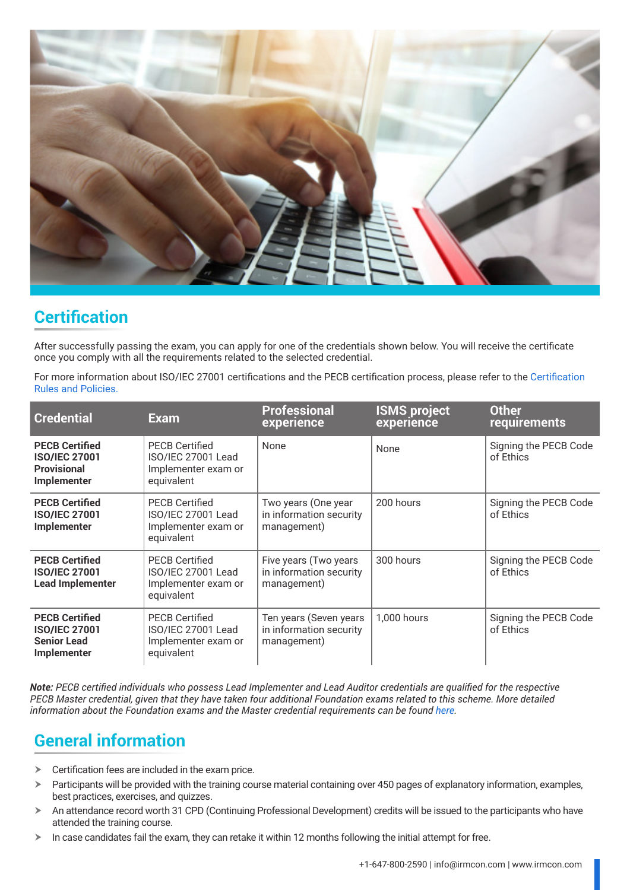## Certification

After successfully passing the exam, you can apply for one of the credentials shown below. You will receive the certificate once you comply with all the requirements related to the selected credential.

For more information about ISO/IEC 27001 certifications and the PECB certification process, please refer to the Certification Rules and Policies.

| Credential | Exam | Professional experience | ISMS project experience | Other requirements |
|---|---|---|---|---|
| **PECB Certified ISO/IEC 27001 Provisional Implementer** | PECB Certified ISO/IEC 27001 Lead Implementer exam or equivalent | None | None | Signing the PECB Code of Ethics |
| **PECB Certified ISO/IEC 27001 Implementer** | PECB Certified ISO/IEC 27001 Lead Implementer exam or equivalent | Two years (One year in information security management) | 200 hours | Signing the PECB Code of Ethics |
| **PECB Certified ISO/IEC 27001 Lead Implementer** | PECB Certified ISO/IEC 27001 Lead Implementer exam or equivalent | Five years (Two years in information security management) | 300 hours | Signing the PECB Code of Ethics |
| **PECB Certified ISO/IEC 27001 Senior Lead Implementer** | PECB Certified ISO/IEC 27001 Lead Implementer exam or equivalent | Ten years (Seven years in information security management) | 1,000 hours | Signing the PECB Code of Ethics |

***Note:*** *PECB certified individuals who possess Lead Implementer and Lead Auditor credentials are qualified for the respective PECB Master credential, given that they have taken four additional Foundation exams related to this scheme. More detailed information about the Foundation exams and the Master credential requirements can be found here.*

## General information

- Certification fees are included in the exam price.
- Participants will be provided with the training course material containing over 450 pages of explanatory information, examples, best practices, exercises, and quizzes.
- An attendance record worth 31 CPD (Continuing Professional Development) credits will be issued to the participants who have attended the training course.
- In case candidates fail the exam, they can retake it within 12 months following the initial attempt for free.

+1-647-800-2590 | info@irmcon.com | www.irmcon.com